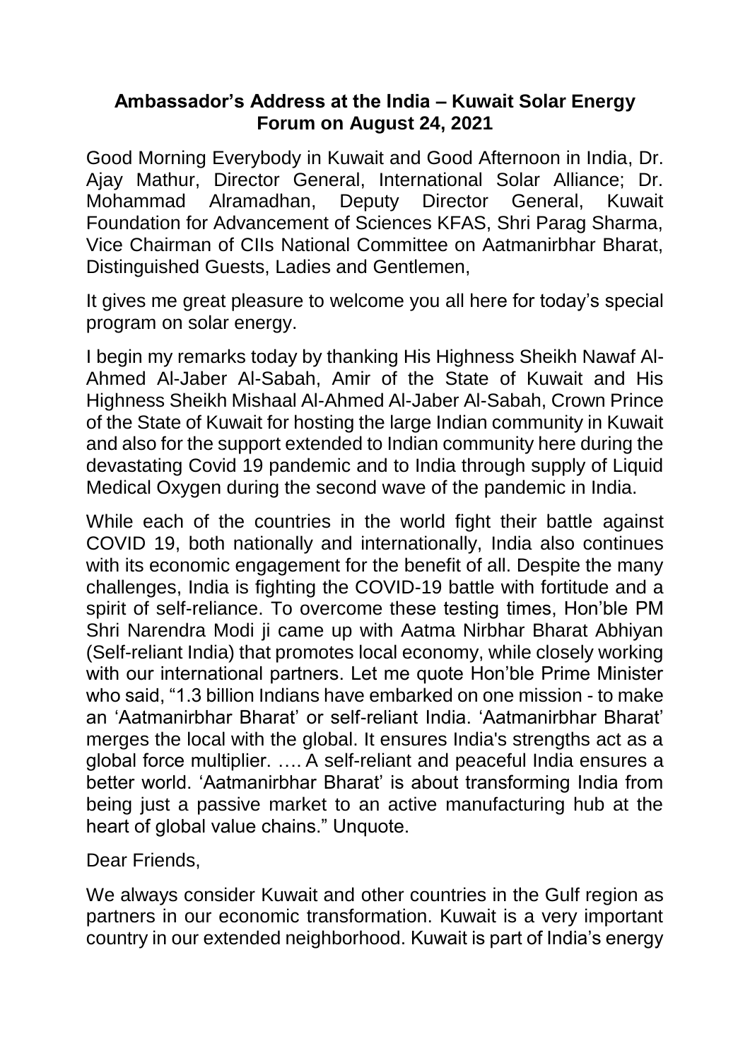# Ambassador's Address at the India – Kuwait Solar Energy Forum on August 24, 2021

Good Morning Everybody in Kuwait and Good Afternoon in India, Dr. Ajay Mathur, Director General, International Solar Alliance; Dr. Mohammad Alramadhan, Deputy Director General, Kuwait Foundation for Advancement of Sciences KFAS, Shri Parag Sharma, Vice Chairman of CIIs National Committee on Aatmanirbhar Bharat, Distinguished Guests, Ladies and Gentlemen,

It gives me great pleasure to welcome you all here for today's special program on solar energy.

I begin my remarks today by thanking His Highness Sheikh Nawaf Al-Ahmed Al-Jaber Al-Sabah, Amir of the State of Kuwait and His Highness Sheikh Mishaal Al-Ahmed Al-Jaber Al-Sabah, Crown Prince of the State of Kuwait for hosting the large Indian community in Kuwait and also for the support extended to Indian community here during the devastating Covid 19 pandemic and to India through supply of Liquid Medical Oxygen during the second wave of the pandemic in India.

While each of the countries in the world fight their battle against COVID 19, both nationally and internationally, India also continues with its economic engagement for the benefit of all. Despite the many challenges, India is fighting the COVID-19 battle with fortitude and a spirit of self-reliance. To overcome these testing times, Hon'ble PM Shri Narendra Modi ji came up with Aatma Nirbhar Bharat Abhiyan (Self-reliant India) that promotes local economy, while closely working with our international partners. Let me quote Hon'ble Prime Minister who said, "1.3 billion Indians have embarked on one mission - to make an 'Aatmanirbhar Bharat' or self-reliant India. 'Aatmanirbhar Bharat' merges the local with the global. It ensures India's strengths act as a global force multiplier. …. A self-reliant and peaceful India ensures a better world. 'Aatmanirbhar Bharat' is about transforming India from being just a passive market to an active manufacturing hub at the heart of global value chains." Unquote.

Dear Friends,

We always consider Kuwait and other countries in the Gulf region as partners in our economic transformation. Kuwait is a very important country in our extended neighborhood. Kuwait is part of India's energy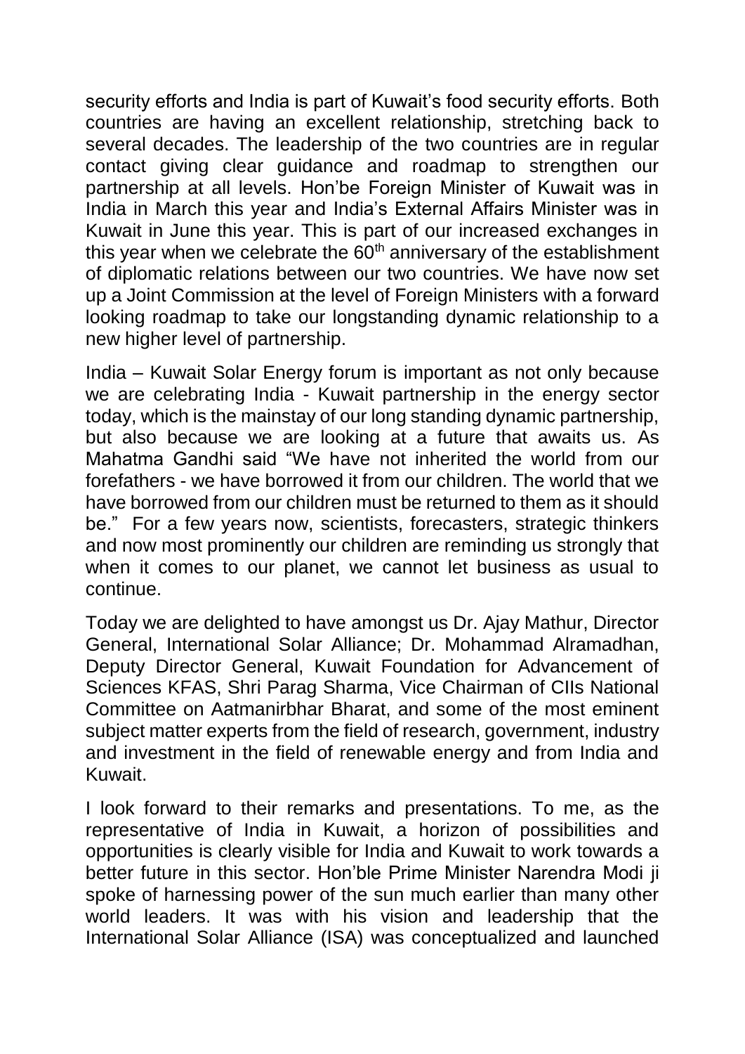security efforts and India is part of Kuwait's food security efforts. Both countries are having an excellent relationship, stretching back to several decades. The leadership of the two countries are in regular contact giving clear guidance and roadmap to strengthen our partnership at all levels. Hon'be Foreign Minister of Kuwait was in India in March this year and India's External Affairs Minister was in Kuwait in June this year. This is part of our increased exchanges in this year when we celebrate the 60th anniversary of the establishment of diplomatic relations between our two countries. We have now set up a Joint Commission at the level of Foreign Ministers with a forward looking roadmap to take our longstanding dynamic relationship to a new higher level of partnership.

India – Kuwait Solar Energy forum is important as not only because we are celebrating India - Kuwait partnership in the energy sector today, which is the mainstay of our long standing dynamic partnership, but also because we are looking at a future that awaits us. As Mahatma Gandhi said "We have not inherited the world from our forefathers - we have borrowed it from our children. The world that we have borrowed from our children must be returned to them as it should be." For a few years now, scientists, forecasters, strategic thinkers and now most prominently our children are reminding us strongly that when it comes to our planet, we cannot let business as usual to continue.

Today we are delighted to have amongst us Dr. Ajay Mathur, Director General, International Solar Alliance; Dr. Mohammad Alramadhan, Deputy Director General, Kuwait Foundation for Advancement of Sciences KFAS, Shri Parag Sharma, Vice Chairman of CIIs National Committee on Aatmanirbhar Bharat, and some of the most eminent subject matter experts from the field of research, government, industry and investment in the field of renewable energy and from India and Kuwait.

I look forward to their remarks and presentations. To me, as the representative of India in Kuwait, a horizon of possibilities and opportunities is clearly visible for India and Kuwait to work towards a better future in this sector. Hon'ble Prime Minister Narendra Modi ji spoke of harnessing power of the sun much earlier than many other world leaders. It was with his vision and leadership that the International Solar Alliance (ISA) was conceptualized and launched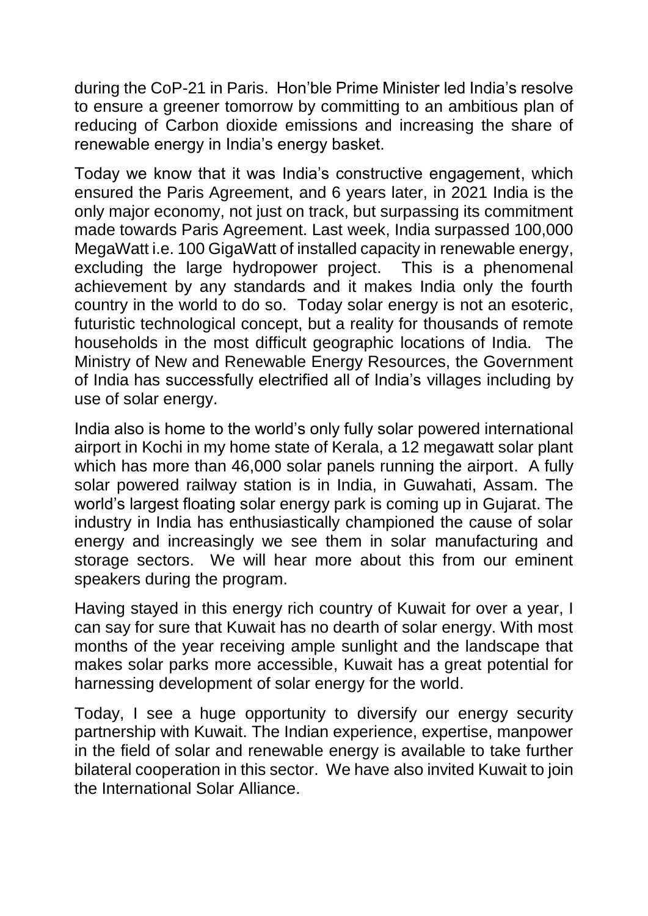during the CoP-21 in Paris. Hon'ble Prime Minister led India's resolve to ensure a greener tomorrow by committing to an ambitious plan of reducing of Carbon dioxide emissions and increasing the share of renewable energy in India's energy basket.

Today we know that it was India's constructive engagement, which ensured the Paris Agreement, and 6 years later, in 2021 India is the only major economy, not just on track, but surpassing its commitment made towards Paris Agreement. Last week, India surpassed 100,000 MegaWatt i.e. 100 GigaWatt of installed capacity in renewable energy, excluding the large hydropower project. This is a phenomenal achievement by any standards and it makes India only the fourth country in the world to do so. Today solar energy is not an esoteric, futuristic technological concept, but a reality for thousands of remote households in the most difficult geographic locations of India. The Ministry of New and Renewable Energy Resources, the Government of India has successfully electrified all of India's villages including by use of solar energy.

India also is home to the world's only fully solar powered international airport in Kochi in my home state of Kerala, a 12 megawatt solar plant which has more than 46,000 solar panels running the airport. A fully solar powered railway station is in India, in Guwahati, Assam. The world's largest floating solar energy park is coming up in Gujarat. The industry in India has enthusiastically championed the cause of solar energy and increasingly we see them in solar manufacturing and storage sectors. We will hear more about this from our eminent speakers during the program.

Having stayed in this energy rich country of Kuwait for over a year, I can say for sure that Kuwait has no dearth of solar energy. With most months of the year receiving ample sunlight and the landscape that makes solar parks more accessible, Kuwait has a great potential for harnessing development of solar energy for the world.

Today, I see a huge opportunity to diversify our energy security partnership with Kuwait. The Indian experience, expertise, manpower in the field of solar and renewable energy is available to take further bilateral cooperation in this sector. We have also invited Kuwait to join the International Solar Alliance.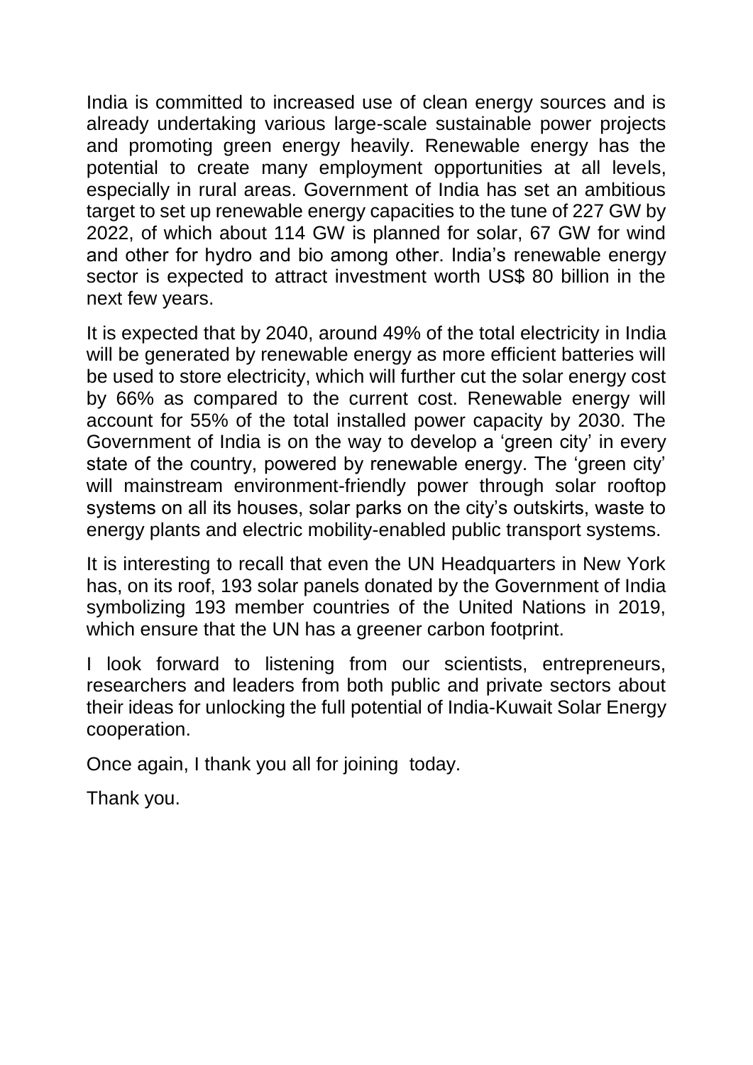India is committed to increased use of clean energy sources and is already undertaking various large-scale sustainable power projects and promoting green energy heavily. Renewable energy has the potential to create many employment opportunities at all levels, especially in rural areas. Government of India has set an ambitious target to set up renewable energy capacities to the tune of 227 GW by 2022, of which about 114 GW is planned for solar, 67 GW for wind and other for hydro and bio among other. India's renewable energy sector is expected to attract investment worth US$ 80 billion in the next few years.

It is expected that by 2040, around 49% of the total electricity in India will be generated by renewable energy as more efficient batteries will be used to store electricity, which will further cut the solar energy cost by 66% as compared to the current cost. Renewable energy will account for 55% of the total installed power capacity by 2030. The Government of India is on the way to develop a 'green city' in every state of the country, powered by renewable energy. The 'green city' will mainstream environment-friendly power through solar rooftop systems on all its houses, solar parks on the city's outskirts, waste to energy plants and electric mobility-enabled public transport systems.

It is interesting to recall that even the UN Headquarters in New York has, on its roof, 193 solar panels donated by the Government of India symbolizing 193 member countries of the United Nations in 2019, which ensure that the UN has a greener carbon footprint.

I look forward to listening from our scientists, entrepreneurs, researchers and leaders from both public and private sectors about their ideas for unlocking the full potential of India-Kuwait Solar Energy cooperation.

Once again, I thank you all for joining today.

Thank you.